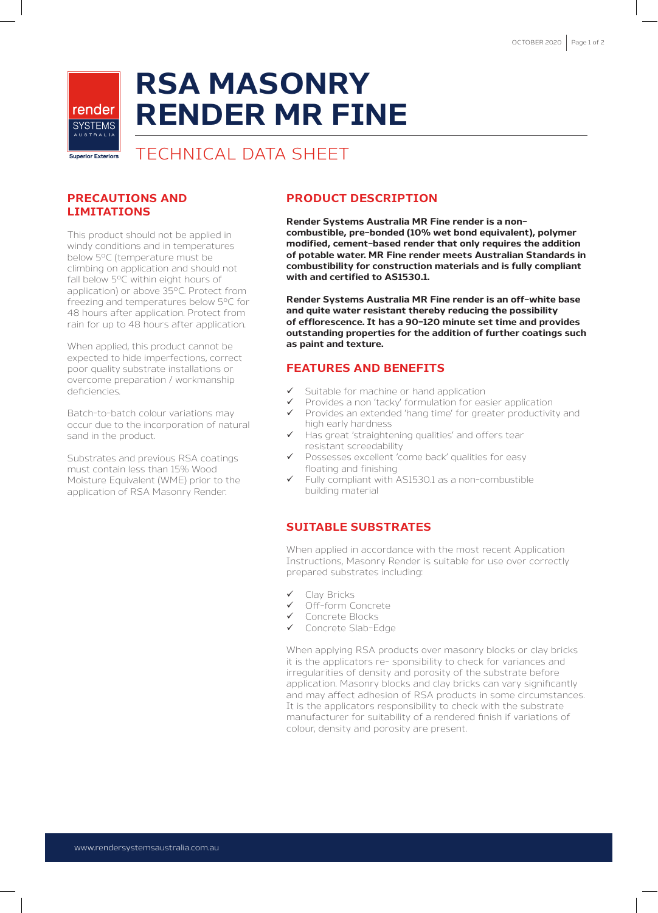# RSA MASONRY RENDER MR FINE

## TECHNICAL DATA SHEET

## PRECAUTIONS AND LIMITATIONS

This product should not be applied in windy conditions and in temperatures below 5ºC (temperature must be climbing on application and should not fall below 5ºC within eight hours of application) or above 35ºC. Protect from freezing and temperatures below 5ºC for 48 hours after application. Protect from rain for up to 48 hours after application.

When applied, this product cannot be expected to hide imperfections, correct poor quality substrate installations or overcome preparation / workmanship deficiencies.

Batch-to-batch colour variations may occur due to the incorporation of natural sand in the product.

Substrates and previous RSA coatings must contain less than 15% Wood Moisture Equivalent (WME) prior to the application of RSA Masonry Render.

## PRODUCT DESCRIPTION

**Render Systems Australia MR Fine render is a non-combustible, pre-bonded (10% wet bond equivalent), polymer modified, cement-based render that only requires the addition of potable water. MR Fine render meets Australian Standards in combustibility for construction materials and is fully compliant with and certified to AS1530.1.**

**Render Systems Australia MR Fine render is an off-white base and quite water resistant thereby reducing the possibility of efflorescence. It has a 90-120 minute set time and provides outstanding properties for the addition of further coatings such as paint and texture.**

## FEATURES AND BENEFITS

- ✓ Suitable for machine or hand application
- ✓ Provides a non 'tacky' formulation for easier application
- ✓ Provides an extended 'hang time' for greater productivity and high early hardness
- ✓ Has great 'straightening qualities' and offers tear resistant screedability
- ✓ Possesses excellent 'come back' qualities for easy floating and finishing
- ✓ Fully compliant with AS1530.1 as a non-combustible building material

## SUITABLE SUBSTRATES

When applied in accordance with the most recent Application Instructions, Masonry Render is suitable for use over correctly prepared substrates including:

- ✓ Clay Bricks
- ✓ Off-form Concrete
- ✓ Concrete Blocks
- ✓ Concrete Slab-Edge

When applying RSA products over masonry blocks or clay bricks it is the applicators re- sponsibility to check for variances and irregularities of density and porosity of the substrate before application. Masonry blocks and clay bricks can vary significantly and may affect adhesion of RSA products in some circumstances. It is the applicators responsibility to check with the substrate manufacturer for suitability of a rendered finish if variations of colour, density and porosity are present.

www.rendersystemsaustralia.com.au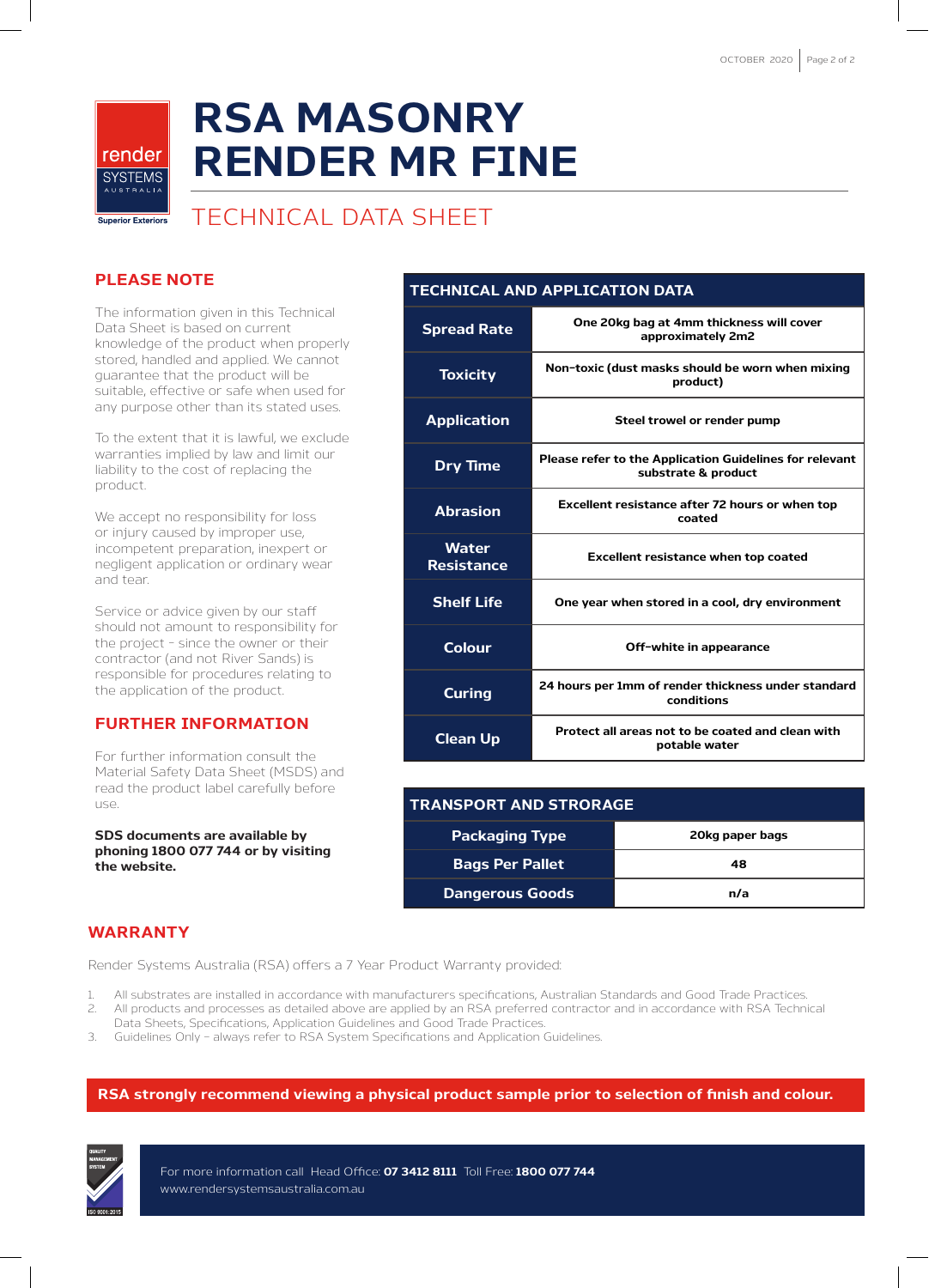# RSA MASONRY RENDER MR FINE

## TECHNICAL DATA SHEET

## PLEASE NOTE

The information given in this Technical Data Sheet is based on current knowledge of the product when properly stored, handled and applied. We cannot guarantee that the product will be suitable, effective or safe when used for any purpose other than its stated uses.

To the extent that it is lawful, we exclude warranties implied by law and limit our liability to the cost of replacing the product.

We accept no responsibility for loss or injury caused by improper use, incompetent preparation, inexpert or negligent application or ordinary wear and tear.

Service or advice given by our staff should not amount to responsibility for the project - since the owner or their contractor (and not River Sands) is responsible for procedures relating to the application of the product.

## FURTHER INFORMATION

For further information consult the Material Safety Data Sheet (MSDS) and read the product label carefully before use.

**SDS documents are available by phoning 1800 077 744 or by visiting the website.**

| TECHNICAL AND APPLICATION DATA | |
|---|---|
| Spread Rate | One 20kg bag at 4mm thickness will cover approximately 2m2 |
| Toxicity | Non-toxic (dust masks should be worn when mixing product) |
| Application | Steel trowel or render pump |
| Dry Time | Please refer to the Application Guidelines for relevant substrate & product |
| Abrasion | Excellent resistance after 72 hours or when top coated |
| Water Resistance | Excellent resistance when top coated |
| Shelf Life | One year when stored in a cool, dry environment |
| Colour | Off-white in appearance |
| Curing | 24 hours per 1mm of render thickness under standard conditions |
| Clean Up | Protect all areas not to be coated and clean with potable water |

| TRANSPORT AND STRORAGE | |
|---|---|
| Packaging Type | 20kg paper bags |
| Bags Per Pallet | 48 |
| Dangerous Goods | n/a |

## WARRANTY

Render Systems Australia (RSA) offers a 7 Year Product Warranty provided:

1. All substrates are installed in accordance with manufacturers specifications, Australian Standards and Good Trade Practices.
2. All products and processes as detailed above are applied by an RSA preferred contractor and in accordance with RSA Technical Data Sheets, Specifications, Application Guidelines and Good Trade Practices.
3. Guidelines Only - always refer to RSA System Specifications and Application Guidelines.

**RSA strongly recommend viewing a physical product sample prior to selection of finish and colour.**

For more information call Head Office: **07 3412 8111** Toll Free: **1800 077 744**
www.rendersystemsaustralia.com.au